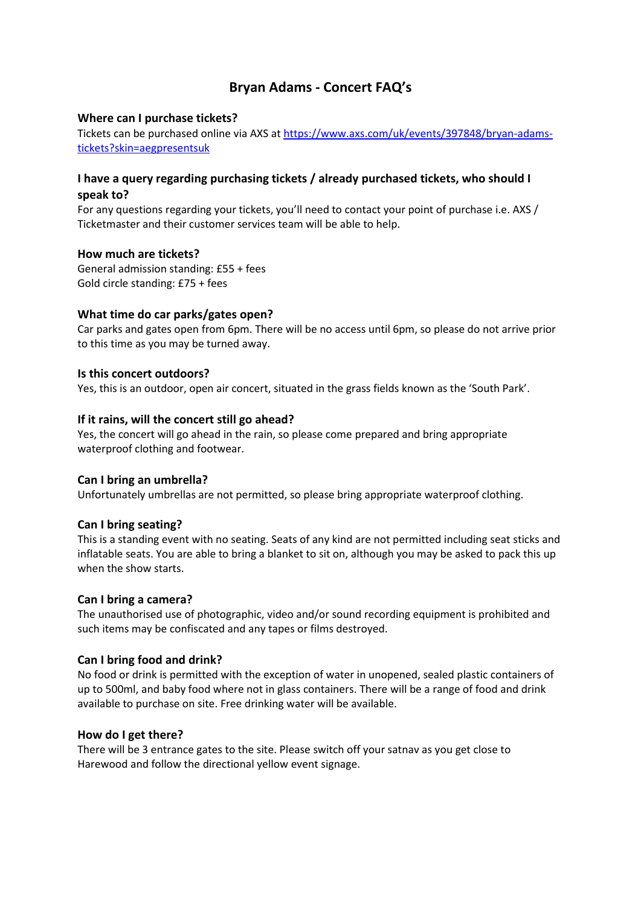# Bryan Adams - Concert FAQ's

### Where can I purchase tickets?

Tickets can be purchased online via AXS at [https://www.axs.com/uk/events/397848/bryan-adams-tickets?skin=aegpresentsuk](https://www.axs.com/uk/events/397848/bryan-adams-tickets?skin=aegpresentsuk)

### I have a query regarding purchasing tickets / already purchased tickets, who should I speak to?

For any questions regarding your tickets, you'll need to contact your point of purchase i.e. AXS / Ticketmaster and their customer services team will be able to help.

### How much are tickets?

General admission standing: £55 + fees
Gold circle standing: £75 + fees

### What time do car parks/gates open?

Car parks and gates open from 6pm. There will be no access until 6pm, so please do not arrive prior to this time as you may be turned away.

### Is this concert outdoors?

Yes, this is an outdoor, open air concert, situated in the grass fields known as the 'South Park'.

### If it rains, will the concert still go ahead?

Yes, the concert will go ahead in the rain, so please come prepared and bring appropriate waterproof clothing and footwear.

### Can I bring an umbrella?

Unfortunately umbrellas are not permitted, so please bring appropriate waterproof clothing.

### Can I bring seating?

This is a standing event with no seating. Seats of any kind are not permitted including seat sticks and inflatable seats. You are able to bring a blanket to sit on, although you may be asked to pack this up when the show starts.

### Can I bring a camera?

The unauthorised use of photographic, video and/or sound recording equipment is prohibited and such items may be confiscated and any tapes or films destroyed.

### Can I bring food and drink?

No food or drink is permitted with the exception of water in unopened, sealed plastic containers of up to 500ml, and baby food where not in glass containers. There will be a range of food and drink available to purchase on site. Free drinking water will be available.

### How do I get there?

There will be 3 entrance gates to the site. Please switch off your satnav as you get close to Harewood and follow the directional yellow event signage.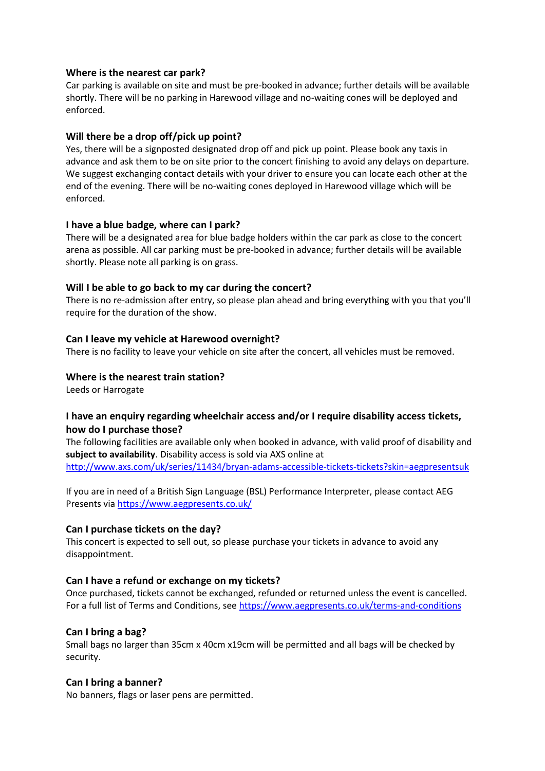### Where is the nearest car park?

Car parking is available on site and must be pre-booked in advance; further details will be available shortly. There will be no parking in Harewood village and no-waiting cones will be deployed and enforced.

### Will there be a drop off/pick up point?

Yes, there will be a signposted designated drop off and pick up point. Please book any taxis in advance and ask them to be on site prior to the concert finishing to avoid any delays on departure. We suggest exchanging contact details with your driver to ensure you can locate each other at the end of the evening. There will be no-waiting cones deployed in Harewood village which will be enforced.

### I have a blue badge, where can I park?

There will be a designated area for blue badge holders within the car park as close to the concert arena as possible. All car parking must be pre-booked in advance; further details will be available shortly. Please note all parking is on grass.

### Will I be able to go back to my car during the concert?

There is no re-admission after entry, so please plan ahead and bring everything with you that you'll require for the duration of the show.

### Can I leave my vehicle at Harewood overnight?

There is no facility to leave your vehicle on site after the concert, all vehicles must be removed.

### Where is the nearest train station?

Leeds or Harrogate

### I have an enquiry regarding wheelchair access and/or I require disability access tickets, how do I purchase those?

The following facilities are available only when booked in advance, with valid proof of disability and **subject to availability**. Disability access is sold via AXS online at
http://www.axs.com/uk/series/11434/bryan-adams-accessible-tickets-tickets?skin=aegpresentsuk

If you are in need of a British Sign Language (BSL) Performance Interpreter, please contact AEG Presents via https://www.aegpresents.co.uk/

### Can I purchase tickets on the day?

This concert is expected to sell out, so please purchase your tickets in advance to avoid any disappointment.

### Can I have a refund or exchange on my tickets?

Once purchased, tickets cannot be exchanged, refunded or returned unless the event is cancelled. For a full list of Terms and Conditions, see https://www.aegpresents.co.uk/terms-and-conditions

### Can I bring a bag?

Small bags no larger than 35cm x 40cm x19cm will be permitted and all bags will be checked by security.

### Can I bring a banner?

No banners, flags or laser pens are permitted.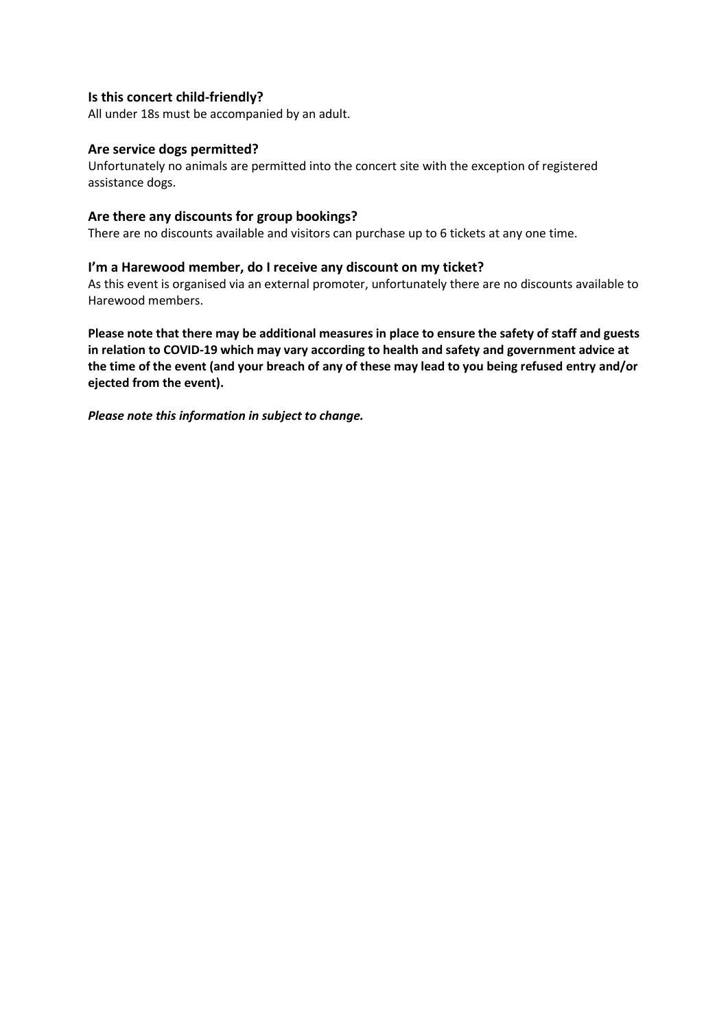### Is this concert child-friendly?

All under 18s must be accompanied by an adult.

### Are service dogs permitted?

Unfortunately no animals are permitted into the concert site with the exception of registered assistance dogs.

### Are there any discounts for group bookings?

There are no discounts available and visitors can purchase up to 6 tickets at any one time.

### I'm a Harewood member, do I receive any discount on my ticket?

As this event is organised via an external promoter, unfortunately there are no discounts available to Harewood members.

**Please note that there may be additional measures in place to ensure the safety of staff and guests in relation to COVID-19 which may vary according to health and safety and government advice at the time of the event (and your breach of any of these may lead to you being refused entry and/or ejected from the event).**

***Please note this information in subject to change.***